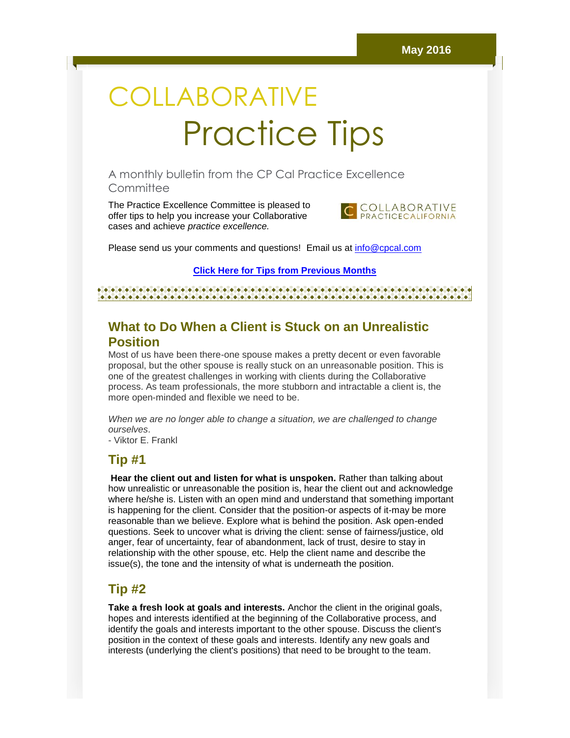May 2016

# COLLABORATIVE Practice Tips

A monthly bulletin from the CP Cal Practice Excellence Committee

The Practice Excellence Committee is pleased to offer tips to help you increase your Collaborative cases and achieve *practice excellence.*

COLLABORATIVE PRACTICECALIFORNIA

Please send us your comments and questions! Email us at info@cpcal.com

**Click Here for Tips from Previous Months**

## What to Do When a Client is Stuck on an Unrealistic Position

Most of us have been there-one spouse makes a pretty decent or even favorable proposal, but the other spouse is really stuck on an unreasonable position. This is one of the greatest challenges in working with clients during the Collaborative process. As team professionals, the more stubborn and intractable a client is, the more open-minded and flexible we need to be.

*When we are no longer able to change a situation, we are challenged to change ourselves*.
- Viktor E. Frankl

## Tip #1

**Hear the client out and listen for what is unspoken.** Rather than talking about how unrealistic or unreasonable the position is, hear the client out and acknowledge where he/she is. Listen with an open mind and understand that something important is happening for the client. Consider that the position-or aspects of it-may be more reasonable than we believe. Explore what is behind the position. Ask open-ended questions. Seek to uncover what is driving the client: sense of fairness/justice, old anger, fear of uncertainty, fear of abandonment, lack of trust, desire to stay in relationship with the other spouse, etc. Help the client name and describe the issue(s), the tone and the intensity of what is underneath the position.

## Tip #2

**Take a fresh look at goals and interests.** Anchor the client in the original goals, hopes and interests identified at the beginning of the Collaborative process, and identify the goals and interests important to the other spouse. Discuss the client's position in the context of these goals and interests. Identify any new goals and interests (underlying the client's positions) that need to be brought to the team.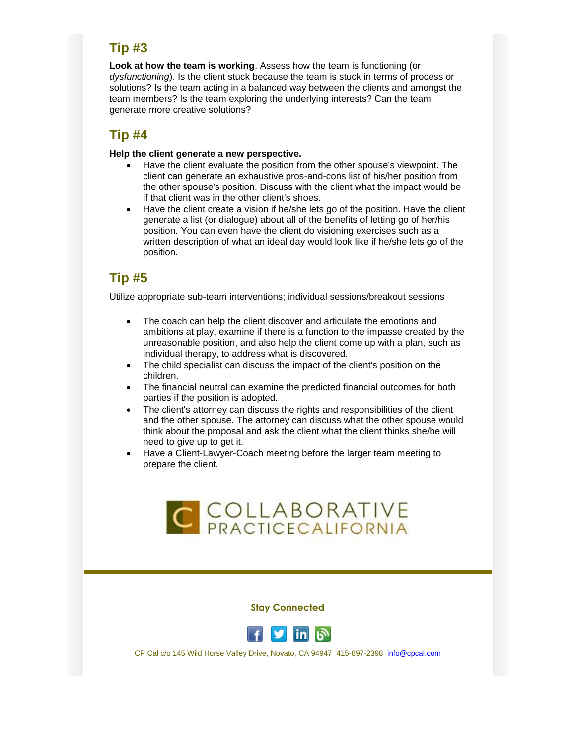## Tip #3

**Look at how the team is working**. Assess how the team is functioning (or *dysfunctioning*). Is the client stuck because the team is stuck in terms of process or solutions? Is the team acting in a balanced way between the clients and amongst the team members? Is the team exploring the underlying interests? Can the team generate more creative solutions?

## Tip #4

**Help the client generate a new perspective.**

- Have the client evaluate the position from the other spouse's viewpoint. The client can generate an exhaustive pros-and-cons list of his/her position from the other spouse's position. Discuss with the client what the impact would be if that client was in the other client's shoes.
- Have the client create a vision if he/she lets go of the position. Have the client generate a list (or dialogue) about all of the benefits of letting go of her/his position. You can even have the client do visioning exercises such as a written description of what an ideal day would look like if he/she lets go of the position.

## Tip #5

Utilize appropriate sub-team interventions; individual sessions/breakout sessions

- The coach can help the client discover and articulate the emotions and ambitions at play, examine if there is a function to the impasse created by the unreasonable position, and also help the client come up with a plan, such as individual therapy, to address what is discovered.
- The child specialist can discuss the impact of the client's position on the children.
- The financial neutral can examine the predicted financial outcomes for both parties if the position is adopted.
- The client's attorney can discuss the rights and responsibilities of the client and the other spouse. The attorney can discuss what the other spouse would think about the proposal and ask the client what the client thinks she/he will need to give up to get it.
- Have a Client-Lawyer-Coach meeting before the larger team meeting to prepare the client.

COLLABORATIVE PRACTICECALIFORNIA

**Stay Connected**

CP Cal c/o 145 Wild Horse Valley Drive, Novato, CA 94947 415-897-2398 info@cpcal.com